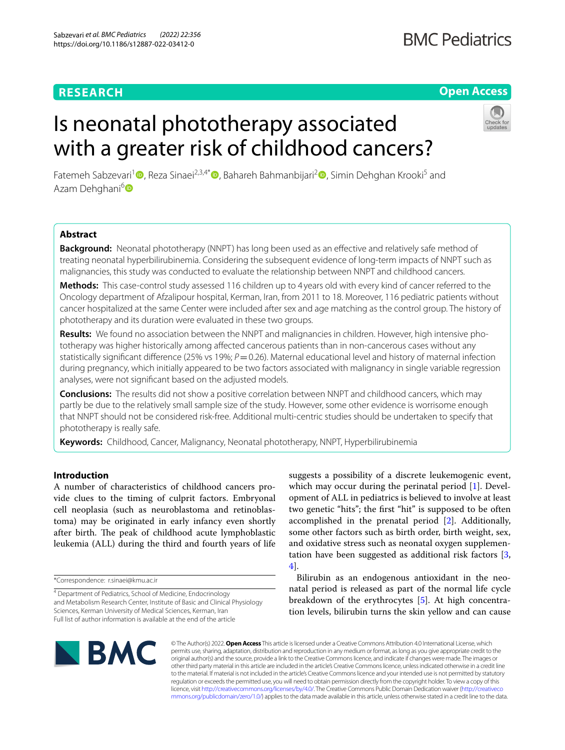RESEARCH

Open Access

# Is neonatal phototherapy associated with a greater risk of childhood cancers?

Fatemeh Sabzevari[1], Reza Sinaei[2,3,4*], Bahareh Bahmanbijari[2], Simin Dehghan Krooki[5] and Azam Dehghani[6]

## Abstract

**Background:** Neonatal phototherapy (NNPT) has long been used as an effective and relatively safe method of treating neonatal hyperbilirubinemia. Considering the subsequent evidence of long-term impacts of NNPT such as malignancies, this study was conducted to evaluate the relationship between NNPT and childhood cancers.

**Methods:** This case-control study assessed 116 children up to 4 years old with every kind of cancer referred to the Oncology department of Afzalipour hospital, Kerman, Iran, from 2011 to 18. Moreover, 116 pediatric patients without cancer hospitalized at the same Center were included after sex and age matching as the control group. The history of phototherapy and its duration were evaluated in these two groups.

**Results:** We found no association between the NNPT and malignancies in children. However, high intensive phototherapy was higher historically among affected cancerous patients than in non-cancerous cases without any statistically significant difference (25% vs 19%; $P = 0.26$). Maternal educational level and history of maternal infection during pregnancy, which initially appeared to be two factors associated with malignancy in single variable regression analyses, were not significant based on the adjusted models.

**Conclusions:** The results did not show a positive correlation between NNPT and childhood cancers, which may partly be due to the relatively small sample size of the study. However, some other evidence is worrisome enough that NNPT should not be considered risk-free. Additional multi-centric studies should be undertaken to specify that phototherapy is really safe.

**Keywords:** Childhood, Cancer, Malignancy, Neonatal phototherapy, NNPT, Hyperbilirubinemia

## Introduction

A number of characteristics of childhood cancers provide clues to the timing of culprit factors. Embryonal cell neoplasia (such as neuroblastoma and retinoblastoma) may be originated in early infancy even shortly after birth. The peak of childhood acute lymphoblastic leukemia (ALL) during the third and fourth years of life suggests a possibility of a discrete leukemogenic event, which may occur during the perinatal period [1]. Development of ALL in pediatrics is believed to involve at least two genetic "hits"; the first "hit" is supposed to be often accomplished in the prenatal period [2]. Additionally, some other factors such as birth order, birth weight, sex, and oxidative stress such as neonatal oxygen supplementation have been suggested as additional risk factors [3, 4].

Bilirubin as an endogenous antioxidant in the neonatal period is released as part of the normal life cycle breakdown of the erythrocytes [5]. At high concentration levels, bilirubin turns the skin yellow and can cause

*Correspondence: r.sinaei@kmu.ac.ir

[4] Department of Pediatrics, School of Medicine, Endocrinology and Metabolism Research Center, Institute of Basic and Clinical Physiology Sciences, Kerman University of Medical Sciences, Kerman, Iran
Full list of author information is available at the end of the article

© The Author(s) 2022. **Open Access** This article is licensed under a Creative Commons Attribution 4.0 International License, which permits use, sharing, adaptation, distribution and reproduction in any medium or format, as long as you give appropriate credit to the original author(s) and the source, provide a link to the Creative Commons licence, and indicate if changes were made. The images or other third party material in this article are included in the article's Creative Commons licence, unless indicated otherwise in a credit line to the material. If material is not included in the article's Creative Commons licence and your intended use is not permitted by statutory regulation or exceeds the permitted use, you will need to obtain permission directly from the copyright holder. To view a copy of this licence, visit http://creativecommons.org/licenses/by/4.0/. The Creative Commons Public Domain Dedication waiver (http://creativecommons.org/publicdomain/zero/1.0/) applies to the data made available in this article, unless otherwise stated in a credit line to the data.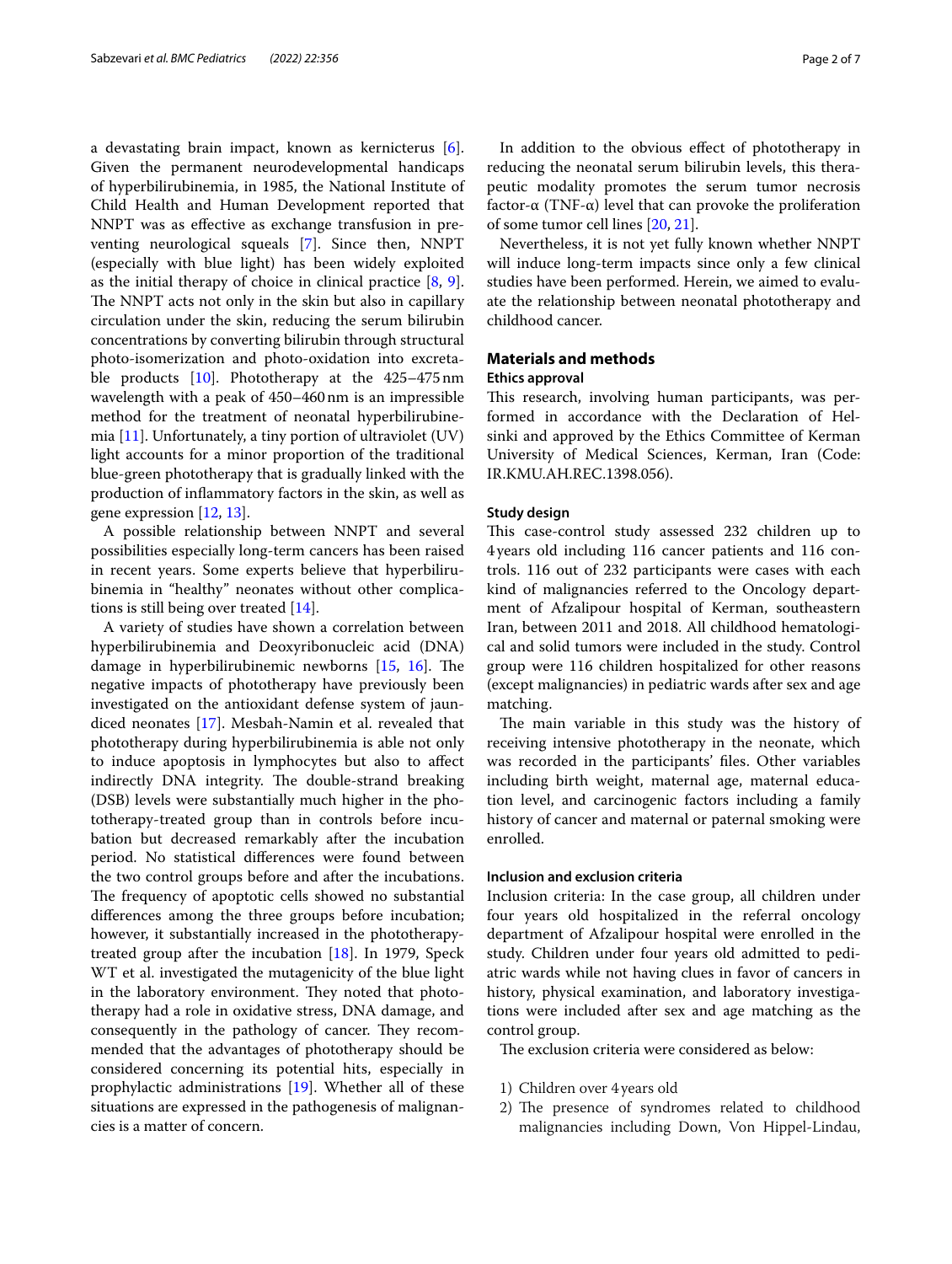a devastating brain impact, known as kernicterus [6]. Given the permanent neurodevelopmental handicaps of hyperbilirubinemia, in 1985, the National Institute of Child Health and Human Development reported that NNPT was as effective as exchange transfusion in preventing neurological squeals [7]. Since then, NNPT (especially with blue light) has been widely exploited as the initial therapy of choice in clinical practice [8, 9]. The NNPT acts not only in the skin but also in capillary circulation under the skin, reducing the serum bilirubin concentrations by converting bilirubin through structural photo-isomerization and photo-oxidation into excretable products [10]. Phototherapy at the 425–475 nm wavelength with a peak of 450–460 nm is an impressible method for the treatment of neonatal hyperbilirubinemia [11]. Unfortunately, a tiny portion of ultraviolet (UV) light accounts for a minor proportion of the traditional blue-green phototherapy that is gradually linked with the production of inflammatory factors in the skin, as well as gene expression [12, 13].

A possible relationship between NNPT and several possibilities especially long-term cancers has been raised in recent years. Some experts believe that hyperbilirubinemia in "healthy" neonates without other complications is still being over treated [14].

A variety of studies have shown a correlation between hyperbilirubinemia and Deoxyribonucleic acid (DNA) damage in hyperbilirubinemic newborns [15, 16]. The negative impacts of phototherapy have previously been investigated on the antioxidant defense system of jaundiced neonates [17]. Mesbah-Namin et al. revealed that phototherapy during hyperbilirubinemia is able not only to induce apoptosis in lymphocytes but also to affect indirectly DNA integrity. The double-strand breaking (DSB) levels were substantially much higher in the phototherapy-treated group than in controls before incubation but decreased remarkably after the incubation period. No statistical differences were found between the two control groups before and after the incubations. The frequency of apoptotic cells showed no substantial differences among the three groups before incubation; however, it substantially increased in the phototherapy-treated group after the incubation [18]. In 1979, Speck WT et al. investigated the mutagenicity of the blue light in the laboratory environment. They noted that phototherapy had a role in oxidative stress, DNA damage, and consequently in the pathology of cancer. They recommended that the advantages of phototherapy should be considered concerning its potential hits, especially in prophylactic administrations [19]. Whether all of these situations are expressed in the pathogenesis of malignancies is a matter of concern.

In addition to the obvious effect of phototherapy in reducing the neonatal serum bilirubin levels, this therapeutic modality promotes the serum tumor necrosis factor-α (TNF-α) level that can provoke the proliferation of some tumor cell lines [20, 21].

Nevertheless, it is not yet fully known whether NNPT will induce long-term impacts since only a few clinical studies have been performed. Herein, we aimed to evaluate the relationship between neonatal phototherapy and childhood cancer.

## Materials and methods

### Ethics approval

This research, involving human participants, was performed in accordance with the Declaration of Helsinki and approved by the Ethics Committee of Kerman University of Medical Sciences, Kerman, Iran (Code: IR.KMU.AH.REC.1398.056).

### Study design

This case-control study assessed 232 children up to 4 years old including 116 cancer patients and 116 controls. 116 out of 232 participants were cases with each kind of malignancies referred to the Oncology department of Afzalipour hospital of Kerman, southeastern Iran, between 2011 and 2018. All childhood hematological and solid tumors were included in the study. Control group were 116 children hospitalized for other reasons (except malignancies) in pediatric wards after sex and age matching.

The main variable in this study was the history of receiving intensive phototherapy in the neonate, which was recorded in the participants' files. Other variables including birth weight, maternal age, maternal education level, and carcinogenic factors including a family history of cancer and maternal or paternal smoking were enrolled.

### Inclusion and exclusion criteria

Inclusion criteria: In the case group, all children under four years old hospitalized in the referral oncology department of Afzalipour hospital were enrolled in the study. Children under four years old admitted to pediatric wards while not having clues in favor of cancers in history, physical examination, and laboratory investigations were included after sex and age matching as the control group.

The exclusion criteria were considered as below:

1) Children over 4 years old
2) The presence of syndromes related to childhood malignancies including Down, Von Hippel-Lindau,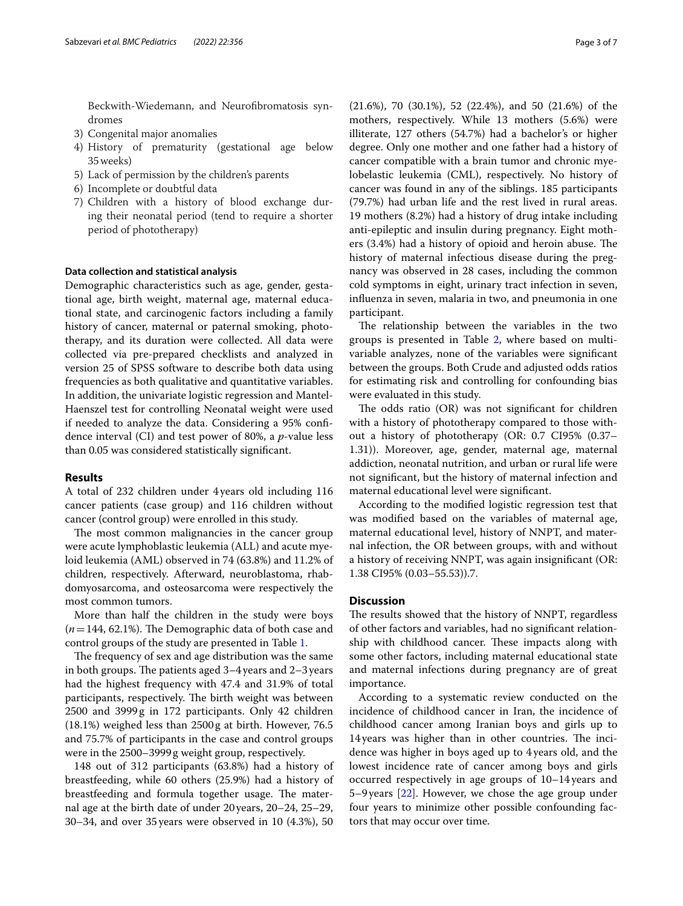Beckwith-Wiedemann, and Neurofibromatosis syndromes

3) Congenital major anomalies
4) History of prematurity (gestational age below 35 weeks)
5) Lack of permission by the children's parents
6) Incomplete or doubtful data
7) Children with a history of blood exchange during their neonatal period (tend to require a shorter period of phototherapy)

### Data collection and statistical analysis

Demographic characteristics such as age, gender, gestational age, birth weight, maternal age, maternal educational state, and carcinogenic factors including a family history of cancer, maternal or paternal smoking, phototherapy, and its duration were collected. All data were collected via pre-prepared checklists and analyzed in version 25 of SPSS software to describe both data using frequencies as both qualitative and quantitative variables. In addition, the univariate logistic regression and Mantel-Haenszel test for controlling Neonatal weight were used if needed to analyze the data. Considering a 95% confidence interval (CI) and test power of 80%, a *p*-value less than 0.05 was considered statistically significant.

## Results

A total of 232 children under 4 years old including 116 cancer patients (case group) and 116 children without cancer (control group) were enrolled in this study.

The most common malignancies in the cancer group were acute lymphoblastic leukemia (ALL) and acute myeloid leukemia (AML) observed in 74 (63.8%) and 11.2% of children, respectively. Afterward, neuroblastoma, rhabdomyosarcoma, and osteosarcoma were respectively the most common tumors.

More than half the children in the study were boys ($n = 144$, 62.1%). The Demographic data of both case and control groups of the study are presented in Table 1.

The frequency of sex and age distribution was the same in both groups. The patients aged 3–4 years and 2–3 years had the highest frequency with 47.4 and 31.9% of total participants, respectively. The birth weight was between 2500 and 3999 g in 172 participants. Only 42 children (18.1%) weighed less than 2500 g at birth. However, 76.5 and 75.7% of participants in the case and control groups were in the 2500–3999 g weight group, respectively.

148 out of 312 participants (63.8%) had a history of breastfeeding, while 60 others (25.9%) had a history of breastfeeding and formula together usage. The maternal age at the birth date of under 20 years, 20–24, 25–29, 30–34, and over 35 years were observed in 10 (4.3%), 50 (21.6%), 70 (30.1%), 52 (22.4%), and 50 (21.6%) of the mothers, respectively. While 13 mothers (5.6%) were illiterate, 127 others (54.7%) had a bachelor's or higher degree. Only one mother and one father had a history of cancer compatible with a brain tumor and chronic myelobelastic leukemia (CML), respectively. No history of cancer was found in any of the siblings. 185 participants (79.7%) had urban life and the rest lived in rural areas. 19 mothers (8.2%) had a history of drug intake including anti-epileptic and insulin during pregnancy. Eight mothers (3.4%) had a history of opioid and heroin abuse. The history of maternal infectious disease during the pregnancy was observed in 28 cases, including the common cold symptoms in eight, urinary tract infection in seven, influenza in seven, malaria in two, and pneumonia in one participant.

The relationship between the variables in the two groups is presented in Table 2, where based on multivariable analyzes, none of the variables were significant between the groups. Both Crude and adjusted odds ratios for estimating risk and controlling for confounding bias were evaluated in this study.

The odds ratio (OR) was not significant for children with a history of phototherapy compared to those without a history of phototherapy (OR: 0.7 CI95% (0.37–1.31)). Moreover, age, gender, maternal age, maternal addiction, neonatal nutrition, and urban or rural life were not significant, but the history of maternal infection and maternal educational level were significant.

According to the modified logistic regression test that was modified based on the variables of maternal age, maternal educational level, history of NNPT, and maternal infection, the OR between groups, with and without a history of receiving NNPT, was again insignificant (OR: 1.38 CI95% (0.03–55.53)).7.

## Discussion

The results showed that the history of NNPT, regardless of other factors and variables, had no significant relationship with childhood cancer. These impacts along with some other factors, including maternal educational state and maternal infections during pregnancy are of great importance.

According to a systematic review conducted on the incidence of childhood cancer in Iran, the incidence of childhood cancer among Iranian boys and girls up to 14 years was higher than in other countries. The incidence was higher in boys aged up to 4 years old, and the lowest incidence rate of cancer among boys and girls occurred respectively in age groups of 10–14 years and 5–9 years [22]. However, we chose the age group under four years to minimize other possible confounding factors that may occur over time.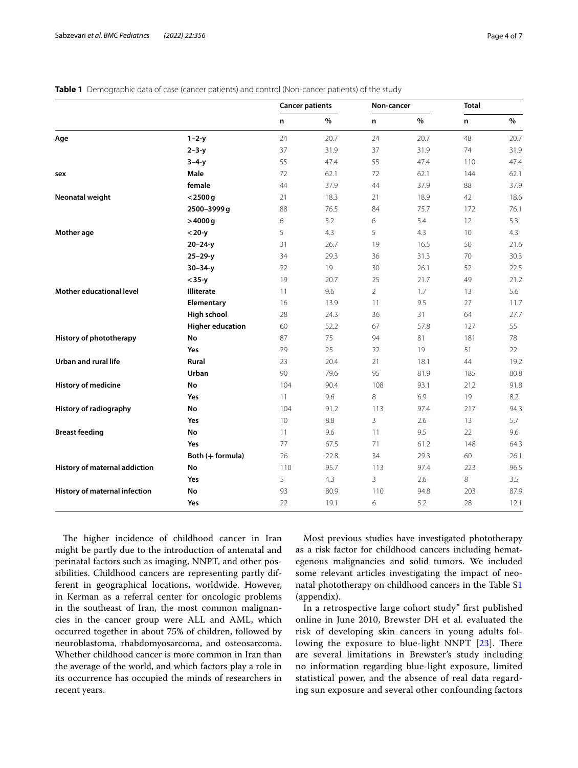**Table 1** Demographic data of case (cancer patients) and control (Non-cancer patients) of the study

| | | Cancer patients | | Non-cancer | | Total | |
|---|---|---|---|---|---|---|---|
| | | n | % | n | % | n | % |
| **Age** | **1–2-y** | 24 | 20.7 | 24 | 20.7 | 48 | 20.7 |
| | **2–3-y** | 37 | 31.9 | 37 | 31.9 | 74 | 31.9 |
| | **3–4-y** | 55 | 47.4 | 55 | 47.4 | 110 | 47.4 |
| **sex** | **Male** | 72 | 62.1 | 72 | 62.1 | 144 | 62.1 |
| | **female** | 44 | 37.9 | 44 | 37.9 | 88 | 37.9 |
| **Neonatal weight** | **<2500g** | 21 | 18.3 | 21 | 18.9 | 42 | 18.6 |
| | **2500–3999g** | 88 | 76.5 | 84 | 75.7 | 172 | 76.1 |
| | **>4000g** | 6 | 5.2 | 6 | 5.4 | 12 | 5.3 |
| **Mother age** | **<20-y** | 5 | 4.3 | 5 | 4.3 | 10 | 4.3 |
| | **20–24-y** | 31 | 26.7 | 19 | 16.5 | 50 | 21.6 |
| | **25–29-y** | 34 | 29.3 | 36 | 31.3 | 70 | 30.3 |
| | **30–34-y** | 22 | 19 | 30 | 26.1 | 52 | 22.5 |
| | **<35-y** | 19 | 20.7 | 25 | 21.7 | 49 | 21.2 |
| **Mother educational level** | **Illiterate** | 11 | 9.6 | 2 | 1.7 | 13 | 5.6 |
| | **Elementary** | 16 | 13.9 | 11 | 9.5 | 27 | 11.7 |
| | **High school** | 28 | 24.3 | 36 | 31 | 64 | 27.7 |
| | **Higher education** | 60 | 52.2 | 67 | 57.8 | 127 | 55 |
| **History of phototherapy** | **No** | 87 | 75 | 94 | 81 | 181 | 78 |
| | **Yes** | 29 | 25 | 22 | 19 | 51 | 22 |
| **Urban and rural life** | **Rural** | 23 | 20.4 | 21 | 18.1 | 44 | 19.2 |
| | **Urban** | 90 | 79.6 | 95 | 81.9 | 185 | 80.8 |
| **History of medicine** | **No** | 104 | 90.4 | 108 | 93.1 | 212 | 91.8 |
| | **Yes** | 11 | 9.6 | 8 | 6.9 | 19 | 8.2 |
| **History of radiography** | **No** | 104 | 91.2 | 113 | 97.4 | 217 | 94.3 |
| | **Yes** | 10 | 8.8 | 3 | 2.6 | 13 | 5.7 |
| **Breast feeding** | **No** | 11 | 9.6 | 11 | 9.5 | 22 | 9.6 |
| | **Yes** | 77 | 67.5 | 71 | 61.2 | 148 | 64.3 |
| | **Both (+ formula)** | 26 | 22.8 | 34 | 29.3 | 60 | 26.1 |
| **History of maternal addiction** | **No** | 110 | 95.7 | 113 | 97.4 | 223 | 96.5 |
| | **Yes** | 5 | 4.3 | 3 | 2.6 | 8 | 3.5 |
| **History of maternal infection** | **No** | 93 | 80.9 | 110 | 94.8 | 203 | 87.9 |
| | **Yes** | 22 | 19.1 | 6 | 5.2 | 28 | 12.1 |

The higher incidence of childhood cancer in Iran might be partly due to the introduction of antenatal and perinatal factors such as imaging, NNPT, and other possibilities. Childhood cancers are representing partly different in geographical locations, worldwide. However, in Kerman as a referral center for oncologic problems in the southeast of Iran, the most common malignancies in the cancer group were ALL and AML, which occurred together in about 75% of children, followed by neuroblastoma, rhabdomyosarcoma, and osteosarcoma. Whether childhood cancer is more common in Iran than the average of the world, and which factors play a role in its occurrence has occupied the minds of researchers in recent years.

Most previous studies have investigated phototherapy as a risk factor for childhood cancers including hemategenous malignancies and solid tumors. We included some relevant articles investigating the impact of neonatal phototherapy on childhood cancers in the Table S1 (appendix).

In a retrospective large cohort study" first published online in June 2010, Brewster DH et al. evaluated the risk of developing skin cancers in young adults following the exposure to blue-light NNPT [23]. There are several limitations in Brewster's study including no information regarding blue-light exposure, limited statistical power, and the absence of real data regarding sun exposure and several other confounding factors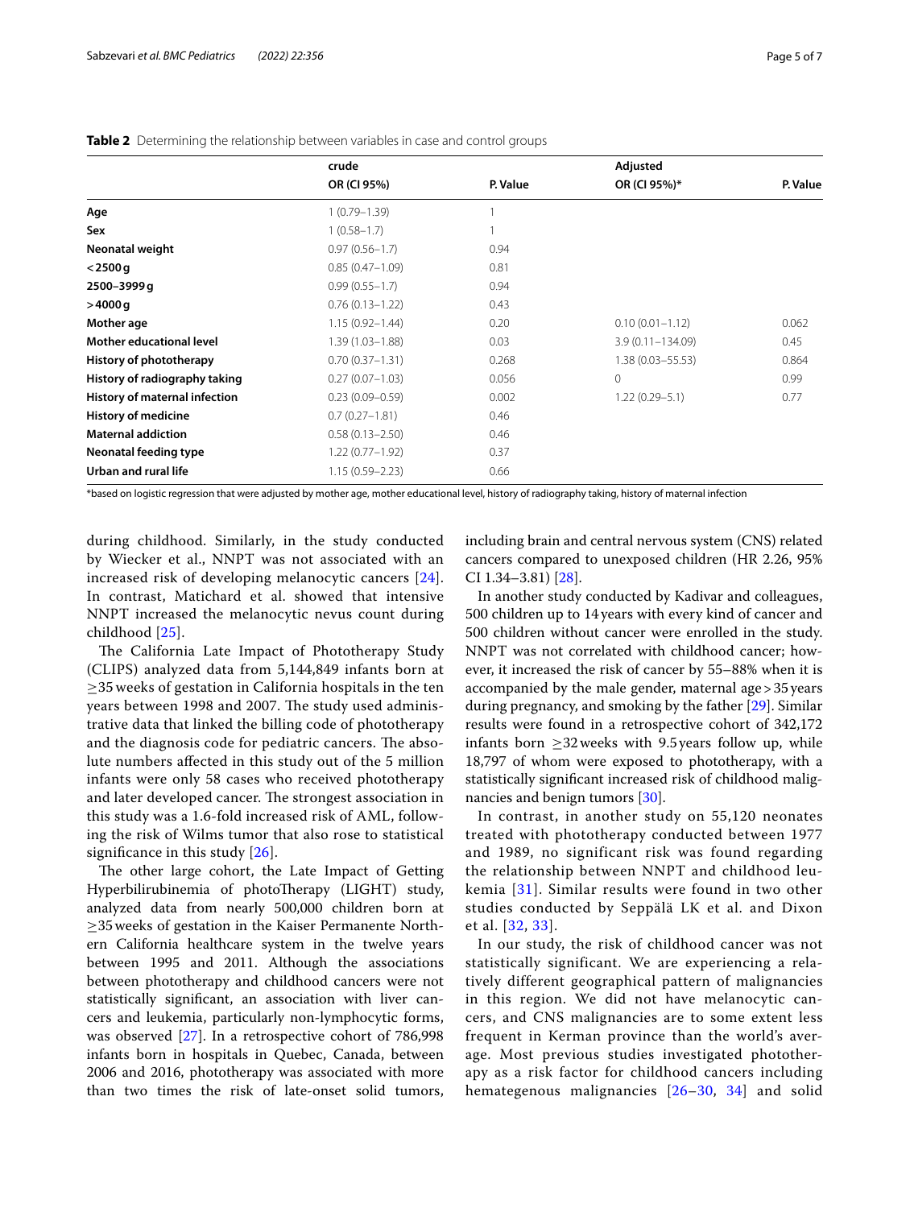**Table 2** Determining the relationship between variables in case and control groups

| | crude | | Adjusted | |
|---|---|---|---|---|
| | OR (CI 95%) | P. Value | OR (CI 95%)* | P. Value |
| **Age** | 1 (0.79–1.39) | 1 | | |
| **Sex** | 1 (0.58–1.7) | 1 | | |
| **Neonatal weight** | 0.97 (0.56–1.7) | 0.94 | | |
| **<2500 g** | 0.85 (0.47–1.09) | 0.81 | | |
| **2500–3999 g** | 0.99 (0.55–1.7) | 0.94 | | |
| **>4000 g** | 0.76 (0.13–1.22) | 0.43 | | |
| **Mother age** | 1.15 (0.92–1.44) | 0.20 | 0.10 (0.01–1.12) | 0.062 |
| **Mother educational level** | 1.39 (1.03–1.88) | 0.03 | 3.9 (0.11–134.09) | 0.45 |
| **History of phototherapy** | 0.70 (0.37–1.31) | 0.268 | 1.38 (0.03–55.53) | 0.864 |
| **History of radiography taking** | 0.27 (0.07–1.03) | 0.056 | 0 | 0.99 |
| **History of maternal infection** | 0.23 (0.09–0.59) | 0.002 | 1.22 (0.29–5.1) | 0.77 |
| **History of medicine** | 0.7 (0.27–1.81) | 0.46 | | |
| **Maternal addiction** | 0.58 (0.13–2.50) | 0.46 | | |
| **Neonatal feeding type** | 1.22 (0.77–1.92) | 0.37 | | |
| **Urban and rural life** | 1.15 (0.59–2.23) | 0.66 | | |

*based on logistic regression that were adjusted by mother age, mother educational level, history of radiography taking, history of maternal infection

during childhood. Similarly, in the study conducted by Wiecker et al., NNPT was not associated with an increased risk of developing melanocytic cancers [24]. In contrast, Matichard et al. showed that intensive NNPT increased the melanocytic nevus count during childhood [25].

The California Late Impact of Phototherapy Study (CLIPS) analyzed data from 5,144,849 infants born at ≥35 weeks of gestation in California hospitals in the ten years between 1998 and 2007. The study used administrative data that linked the billing code of phototherapy and the diagnosis code for pediatric cancers. The absolute numbers affected in this study out of the 5 million infants were only 58 cases who received phototherapy and later developed cancer. The strongest association in this study was a 1.6-fold increased risk of AML, following the risk of Wilms tumor that also rose to statistical significance in this study [26].

The other large cohort, the Late Impact of Getting Hyperbilirubinemia of photoTherapy (LIGHT) study, analyzed data from nearly 500,000 children born at ≥35 weeks of gestation in the Kaiser Permanente Northern California healthcare system in the twelve years between 1995 and 2011. Although the associations between phototherapy and childhood cancers were not statistically significant, an association with liver cancers and leukemia, particularly non-lymphocytic forms, was observed [27]. In a retrospective cohort of 786,998 infants born in hospitals in Quebec, Canada, between 2006 and 2016, phototherapy was associated with more than two times the risk of late-onset solid tumors, including brain and central nervous system (CNS) related cancers compared to unexposed children (HR 2.26, 95% CI 1.34–3.81) [28].

In another study conducted by Kadivar and colleagues, 500 children up to 14 years with every kind of cancer and 500 children without cancer were enrolled in the study. NNPT was not correlated with childhood cancer; however, it increased the risk of cancer by 55–88% when it is accompanied by the male gender, maternal age > 35 years during pregnancy, and smoking by the father [29]. Similar results were found in a retrospective cohort of 342,172 infants born ≥32 weeks with 9.5 years follow up, while 18,797 of whom were exposed to phototherapy, with a statistically significant increased risk of childhood malignancies and benign tumors [30].

In contrast, in another study on 55,120 neonates treated with phototherapy conducted between 1977 and 1989, no significant risk was found regarding the relationship between NNPT and childhood leukemia [31]. Similar results were found in two other studies conducted by Seppälä LK et al. and Dixon et al. [32, 33].

In our study, the risk of childhood cancer was not statistically significant. We are experiencing a relatively different geographical pattern of malignancies in this region. We did not have melanocytic cancers, and CNS malignancies are to some extent less frequent in Kerman province than the world's average. Most previous studies investigated phototherapy as a risk factor for childhood cancers including hematogenous malignancies [26–30, 34] and solid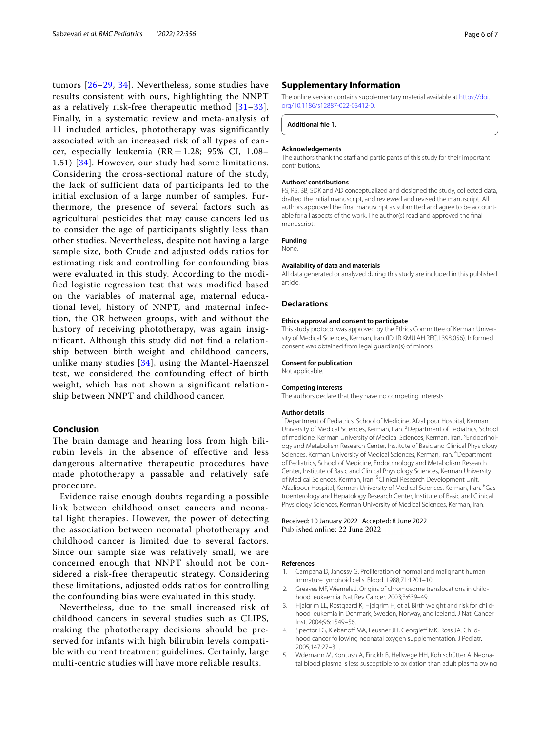tumors [26–29, 34]. Nevertheless, some studies have results consistent with ours, highlighting the NNPT as a relatively risk-free therapeutic method [31–33]. Finally, in a systematic review and meta-analysis of 11 included articles, phototherapy was significantly associated with an increased risk of all types of cancer, especially leukemia (RR = 1.28; 95% CI, 1.08–1.51) [34]. However, our study had some limitations. Considering the cross-sectional nature of the study, the lack of sufficient data of participants led to the initial exclusion of a large number of samples. Furthermore, the presence of several factors such as agricultural pesticides that may cause cancers led us to consider the age of participants slightly less than other studies. Nevertheless, despite not having a large sample size, both Crude and adjusted odds ratios for estimating risk and controlling for confounding bias were evaluated in this study. According to the modified logistic regression test that was modified based on the variables of maternal age, maternal educational level, history of NNPT, and maternal infection, the OR between groups, with and without the history of receiving phototherapy, was again insignificant. Although this study did not find a relationship between birth weight and childhood cancers, unlike many studies [34], using the Mantel-Haenszel test, we considered the confounding effect of birth weight, which has not shown a significant relationship between NNPT and childhood cancer.

## Conclusion

The brain damage and hearing loss from high bilirubin levels in the absence of effective and less dangerous alternative therapeutic procedures have made phototherapy a passable and relatively safe procedure.

Evidence raise enough doubts regarding a possible link between childhood onset cancers and neonatal light therapies. However, the power of detecting the association between neonatal phototherapy and childhood cancer is limited due to several factors. Since our sample size was relatively small, we are concerned enough that NNPT should not be considered a risk-free therapeutic strategy. Considering these limitations, adjusted odds ratios for controlling the confounding bias were evaluated in this study.

Nevertheless, due to the small increased risk of childhood cancers in several studies such as CLIPS, making the phototherapy decisions should be preserved for infants with high bilirubin levels compatible with current treatment guidelines. Certainly, large multi-centric studies will have more reliable results.

## Supplementary Information

The online version contains supplementary material available at https://doi.org/10.1186/s12887-022-03412-0.

**Additional file 1.**

### Acknowledgements

The authors thank the staff and participants of this study for their important contributions.

### Authors' contributions

FS, RS, BB, SDK and AD conceptualized and designed the study, collected data, drafted the initial manuscript, and reviewed and revised the manuscript. All authors approved the final manuscript as submitted and agree to be accountable for all aspects of the work. The author(s) read and approved the final manuscript.

### Funding

None.

### Availability of data and materials

All data generated or analyzed during this study are included in this published article.

## Declarations

### Ethics approval and consent to participate

This study protocol was approved by the Ethics Committee of Kerman University of Medical Sciences, Kerman, Iran (ID: IR.KMU.AH.REC.1398.056). Informed consent was obtained from legal guardian(s) of minors.

### Consent for publication

Not applicable.

### Competing interests

The authors declare that they have no competing interests.

### Author details

[1] Department of Pediatrics, School of Medicine, Afzalipour Hospital, Kerman University of Medical Sciences, Kerman, Iran. [2] Department of Pediatrics, School of medicine, Kerman University of Medical Sciences, Kerman, Iran. [3] Endocrinology and Metabolism Research Center, Institute of Basic and Clinical Physiology Sciences, Kerman University of Medical Sciences, Kerman, Iran. [4] Department of Pediatrics, School of Medicine, Endocrinology and Metabolism Research Center, Institute of Basic and Clinical Physiology Sciences, Kerman University of Medical Sciences, Kerman, Iran. [5] Clinical Research Development Unit, Afzalipour Hospital, Kerman University of Medical Sciences, Kerman, Iran. [6] Gastroenterology and Hepatology Research Center, Institute of Basic and Clinical Physiology Sciences, Kerman University of Medical Sciences, Kerman, Iran.

Received: 10 January 2022 Accepted: 8 June 2022
Published online: 22 June 2022

## References

1. Campana D, Janossy G. Proliferation of normal and malignant human immature lymphoid cells. Blood. 1988;71:1201–10.
2. Greaves MF, Wiemels J. Origins of chromosome translocations in childhood leukaemia. Nat Rev Cancer. 2003;3:639–49.
3. Hjalgrim LL, Rostgaard K, Hjalgrim H, et al. Birth weight and risk for childhood leukemia in Denmark, Sweden, Norway, and Iceland. J Natl Cancer Inst. 2004;96:1549–56.
4. Spector LG, Klebanoff MA, Feusner JH, Georgieff MK, Ross JA. Childhood cancer following neonatal oxygen supplementation. J Pediatr. 2005;147:27–31.
5. Wdemann M, Kontush A, Finckh B, Hellwege HH, Kohlschütter A. Neonatal blood plasma is less susceptible to oxidation than adult plasma owing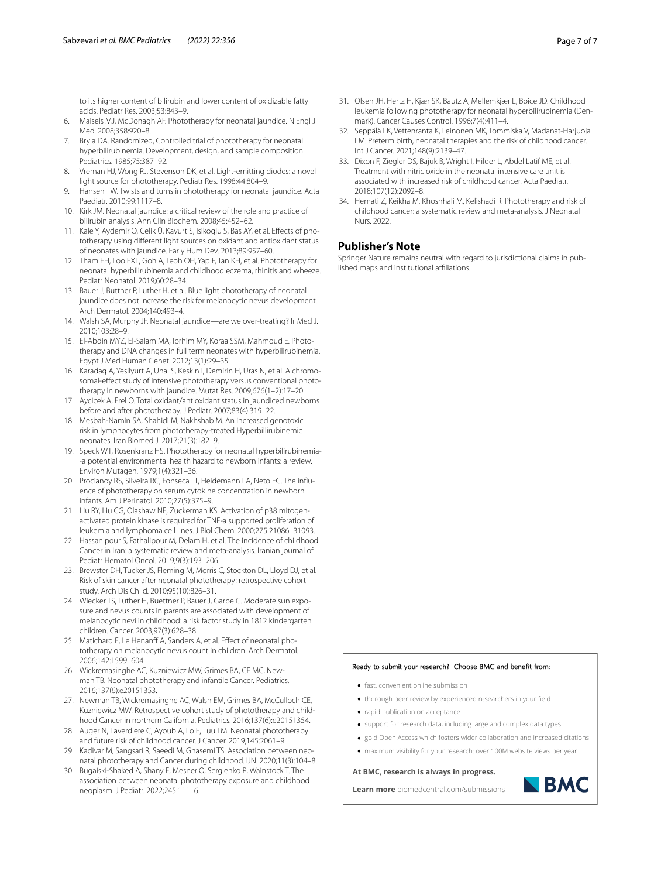to its higher content of bilirubin and lower content of oxidizable fatty acids. Pediatr Res. 2003;53:843–9.

6. Maisels MJ, McDonagh AF. Phototherapy for neonatal jaundice. N Engl J Med. 2008;358:920–8.
7. Bryla DA. Randomized, Controlled trial of phototherapy for neonatal hyperbilirubinemia. Development, design, and sample composition. Pediatrics. 1985;75:387–92.
8. Vreman HJ, Wong RJ, Stevenson DK, et al. Light-emitting diodes: a novel light source for phototherapy. Pediatr Res. 1998;44:804–9.
9. Hansen TW. Twists and turns in phototherapy for neonatal jaundice. Acta Paediatr. 2010;99:1117–8.
10. Kirk JM. Neonatal jaundice: a critical review of the role and practice of bilirubin analysis. Ann Clin Biochem. 2008;45:452–62.
11. Kale Y, Aydemir O, Celik Ü, Kavurt S, Isikoglu S, Bas AY, et al. Effects of phototherapy using different light sources on oxidant and antioxidant status of neonates with jaundice. Early Hum Dev. 2013;89:957–60.
12. Tham EH, Loo EXL, Goh A, Teoh OH, Yap F, Tan KH, et al. Phototherapy for neonatal hyperbilirubinemia and childhood eczema, rhinitis and wheeze. Pediatr Neonatol. 2019;60:28–34.
13. Bauer J, Buttner P, Luther H, et al. Blue light phototherapy of neonatal jaundice does not increase the risk for melanocytic nevus development. Arch Dermatol. 2004;140:493–4.
14. Walsh SA, Murphy JF. Neonatal jaundice—are we over-treating? Ir Med J. 2010;103:28–9.
15. El-Abdin MYZ, El-Salam MA, Ibrhim MY, Koraa SSM, Mahmoud E. Phototherapy and DNA changes in full term neonates with hyperbilirubinemia. Egypt J Med Human Genet. 2012;13(1):29–35.
16. Karadag A, Yesilyurt A, Unal S, Keskin I, Demirin H, Uras N, et al. A chromosomal-effect study of intensive phototherapy versus conventional phototherapy in newborns with jaundice. Mutat Res. 2009;676(1–2):17–20.
17. Aycicek A, Erel O. Total oxidant/antioxidant status in jaundiced newborns before and after phototherapy. J Pediatr. 2007;83(4):319–22.
18. Mesbah-Namin SA, Shahidi M, Nakhshab M. An increased genotoxic risk in lymphocytes from phototherapy-treated Hyperbillirubinemic neonates. Iran Biomed J. 2017;21(3):182–9.
19. Speck WT, Rosenkranz HS. Phototherapy for neonatal hyperbilirubinemia--a potential environmental health hazard to newborn infants: a review. Environ Mutagen. 1979;1(4):321–36.
20. Procianoy RS, Silveira RC, Fonseca LT, Heidemann LA, Neto EC. The influence of phototherapy on serum cytokine concentration in newborn infants. Am J Perinatol. 2010;27(5):375–9.
21. Liu RY, Liu CG, Olashaw NE, Zuckerman KS. Activation of p38 mitogen-activated protein kinase is required for TNF-a supported proliferation of leukemia and lymphoma cell lines. J Biol Chem. 2000;275:21086–31093.
22. Hassanipour S, Fathalipour M, Delam H, et al. The incidence of childhood Cancer in Iran: a systematic review and meta-analysis. Iranian journal of. Pediatr Hematol Oncol. 2019;9(3):193–206.
23. Brewster DH, Tucker JS, Fleming M, Morris C, Stockton DL, Lloyd DJ, et al. Risk of skin cancer after neonatal phototherapy: retrospective cohort study. Arch Dis Child. 2010;95(10):826–31.
24. Wiecker TS, Luther H, Buettner P, Bauer J, Garbe C. Moderate sun exposure and nevus counts in parents are associated with development of melanocytic nevi in childhood: a risk factor study in 1812 kindergarten children. Cancer. 2003;97(3):628–38.
25. Matichard E, Le Henanff A, Sanders A, et al. Effect of neonatal phototherapy on melanocytic nevus count in children. Arch Dermatol. 2006;142:1599–604.
26. Wickremasinghe AC, Kuzniewicz MW, Grimes BA, CE MC, Newman TB. Neonatal phototherapy and infantile Cancer. Pediatrics. 2016;137(6):e20151353.
27. Newman TB, Wickremasinghe AC, Walsh EM, Grimes BA, McCulloch CE, Kuzniewicz MW. Retrospective cohort study of phototherapy and childhood Cancer in northern California. Pediatrics. 2016;137(6):e20151354.
28. Auger N, Laverdiere C, Ayoub A, Lo E, Luu TM. Neonatal phototherapy and future risk of childhood cancer. J Cancer. 2019;145:2061–9.
29. Kadivar M, Sangsari R, Saeedi M, Ghasemi TS. Association between neonatal phototherapy and Cancer during childhood. IJN. 2020;11(3):104–8.
30. Bugaiski-Shaked A, Shany E, Mesner O, Sergienko R, Wainstock T. The association between neonatal phototherapy exposure and childhood neoplasm. J Pediatr. 2022;245:111–6.
31. Olsen JH, Hertz H, Kjær SK, Bautz A, Mellemkjær L, Boice JD. Childhood leukemia following phototherapy for neonatal hyperbilirubinemia (Denmark). Cancer Causes Control. 1996;7(4):411–4.
32. Seppälä LK, Vettenranta K, Leinonen MK, Tommiska V, Madanat-Harjuoja LM. Preterm birth, neonatal therapies and the risk of childhood cancer. Int J Cancer. 2021;148(9):2139–47.
33. Dixon F, Ziegler DS, Bajuk B, Wright I, Hilder L, Abdel Latif ME, et al. Treatment with nitric oxide in the neonatal intensive care unit is associated with increased risk of childhood cancer. Acta Paediatr. 2018;107(12):2092–8.
34. Hemati Z, Keikha M, Khoshhali M, Kelishadi R. Phototherapy and risk of childhood cancer: a systematic review and meta-analysis. J Neonatal Nurs. 2022.

## Publisher's Note

Springer Nature remains neutral with regard to jurisdictional claims in published maps and institutional affiliations.

Ready to submit your research? Choose BMC and benefit from:

- fast, convenient online submission
- thorough peer review by experienced researchers in your field
- rapid publication on acceptance
- support for research data, including large and complex data types
- gold Open Access which fosters wider collaboration and increased citations
- maximum visibility for your research: over 100M website views per year

**At BMC, research is always in progress.**

**Learn more** biomedcentral.com/submissions

BMC